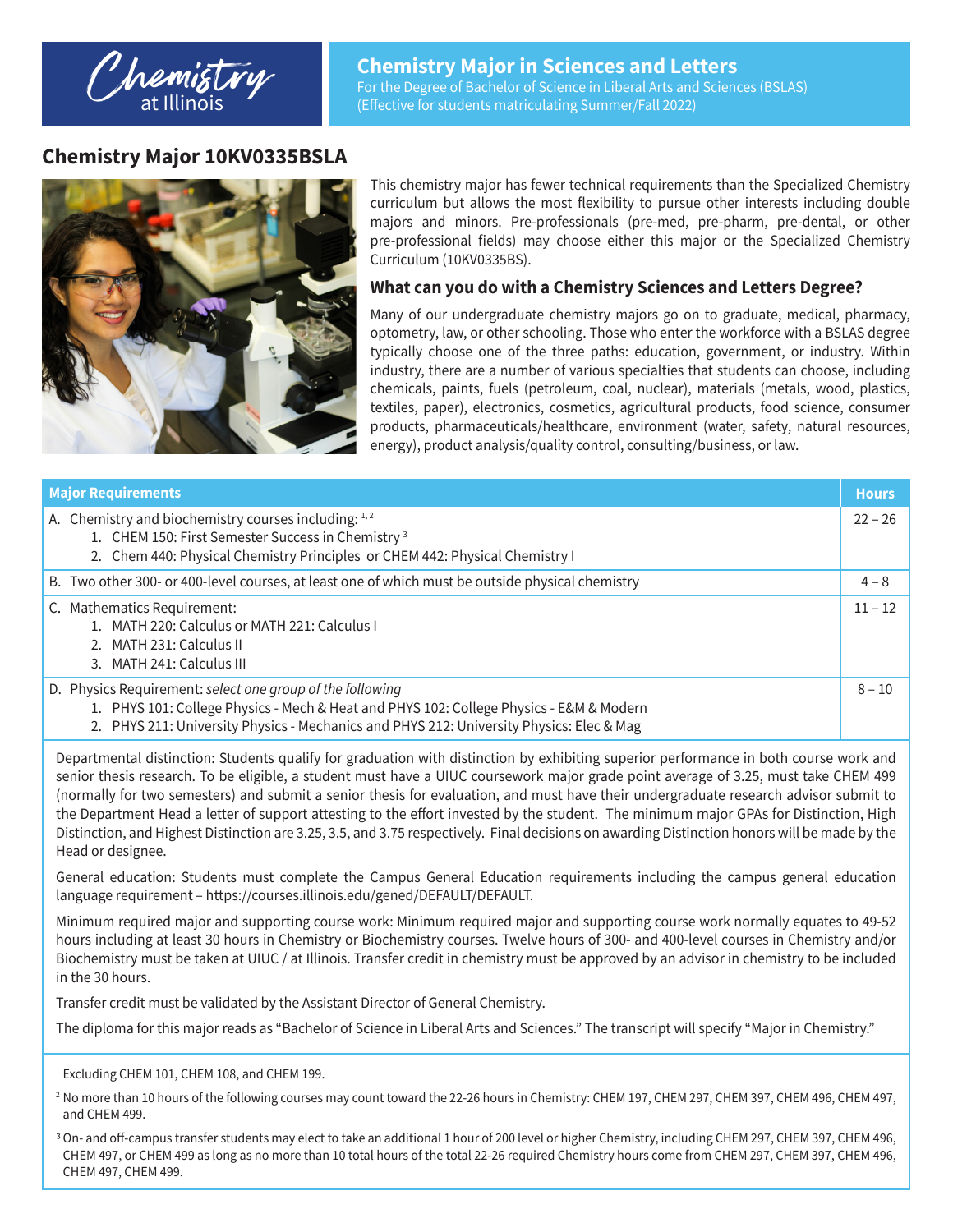Chemistry at Illinois

# Chemistry Major in Sciences and Letters

For the Degree of Bachelor of Science in Liberal Arts and Sciences (BSLAS)
(Effective for students matriculating Summer/Fall 2022)

## Chemistry Major 10KV0335BSLA

This chemistry major has fewer technical requirements than the Specialized Chemistry curriculum but allows the most flexibility to pursue other interests including double majors and minors. Pre-professionals (pre-med, pre-pharm, pre-dental, or other pre-professional fields) may choose either this major or the Specialized Chemistry Curriculum (10KV0335BS).

### What can you do with a Chemistry Sciences and Letters Degree?

Many of our undergraduate chemistry majors go on to graduate, medical, pharmacy, optometry, law, or other schooling. Those who enter the workforce with a BSLAS degree typically choose one of the three paths: education, government, or industry. Within industry, there are a number of various specialties that students can choose, including chemicals, paints, fuels (petroleum, coal, nuclear), materials (metals, wood, plastics, textiles, paper), electronics, cosmetics, agricultural products, food science, consumer products, pharmaceuticals/healthcare, environment (water, safety, natural resources, energy), product analysis/quality control, consulting/business, or law.

| Major Requirements | Hours |
|---|---|
| A. Chemistry and biochemistry courses including: [1, 2]<br>1. CHEM 150: First Semester Success in Chemistry [3]<br>2. Chem 440: Physical Chemistry Principles or CHEM 442: Physical Chemistry I | 22 – 26 |
| B. Two other 300- or 400-level courses, at least one of which must be outside physical chemistry | 4 – 8 |
| C. Mathematics Requirement:<br>1. MATH 220: Calculus or MATH 221: Calculus I<br>2. MATH 231: Calculus II<br>3. MATH 241: Calculus III | 11 – 12 |
| D. Physics Requirement: *select one group of the following*<br>1. PHYS 101: College Physics - Mech & Heat and PHYS 102: College Physics - E&M & Modern<br>2. PHYS 211: University Physics - Mechanics and PHYS 212: University Physics: Elec & Mag | 8 – 10 |

Departmental distinction: Students qualify for graduation with distinction by exhibiting superior performance in both course work and senior thesis research. To be eligible, a student must have a UIUC coursework major grade point average of 3.25, must take CHEM 499 (normally for two semesters) and submit a senior thesis for evaluation, and must have their undergraduate research advisor submit to the Department Head a letter of support attesting to the effort invested by the student. The minimum major GPAs for Distinction, High Distinction, and Highest Distinction are 3.25, 3.5, and 3.75 respectively. Final decisions on awarding Distinction honors will be made by the Head or designee.

General education: Students must complete the Campus General Education requirements including the campus general education language requirement – https://courses.illinois.edu/gened/DEFAULT/DEFAULT.

Minimum required major and supporting course work: Minimum required major and supporting course work normally equates to 49-52 hours including at least 30 hours in Chemistry or Biochemistry courses. Twelve hours of 300- and 400-level courses in Chemistry and/or Biochemistry must be taken at UIUC / at Illinois. Transfer credit in chemistry must be approved by an advisor in chemistry to be included in the 30 hours.

Transfer credit must be validated by the Assistant Director of General Chemistry.

The diploma for this major reads as "Bachelor of Science in Liberal Arts and Sciences." The transcript will specify "Major in Chemistry."

[1] Excluding CHEM 101, CHEM 108, and CHEM 199.

[2] No more than 10 hours of the following courses may count toward the 22-26 hours in Chemistry: CHEM 197, CHEM 297, CHEM 397, CHEM 496, CHEM 497, and CHEM 499.

[3] On- and off-campus transfer students may elect to take an additional 1 hour of 200 level or higher Chemistry, including CHEM 297, CHEM 397, CHEM 496, CHEM 497, or CHEM 499 as long as no more than 10 total hours of the total 22-26 required Chemistry hours come from CHEM 297, CHEM 397, CHEM 496, CHEM 497, CHEM 499.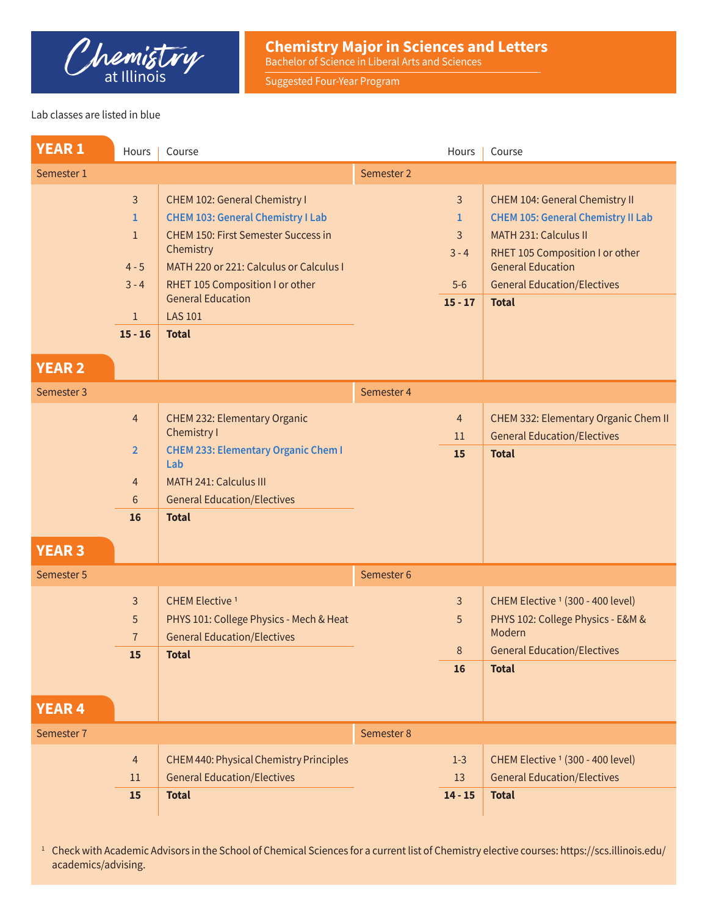# Chemistry at Illinois

## Chemistry Major in Sciences and Letters

Bachelor of Science in Liberal Arts and Sciences

Suggested Four-Year Program

Lab classes are listed in blue

## YEAR 1

**Semester 1**

| Hours | Course |
|---|---|
| 3 | CHEM 102: General Chemistry I |
| 1 | CHEM 103: General Chemistry I Lab |
| 1 | CHEM 150: First Semester Success in Chemistry |
| 4 - 5 | MATH 220 or 221: Calculus or Calculus I |
| 3 - 4 | RHET 105 Composition I or other General Education |
| 1 | LAS 101 |
| **15 - 16** | **Total** |

**Semester 2**

| Hours | Course |
|---|---|
| 3 | CHEM 104: General Chemistry II |
| 1 | CHEM 105: General Chemistry II Lab |
| 3 | MATH 231: Calculus II |
| 3 - 4 | RHET 105 Composition I or other General Education |
| 5-6 | General Education/Electives |
| **15 - 17** | **Total** |

## YEAR 2

**Semester 3**

| Hours | Course |
|---|---|
| 4 | CHEM 232: Elementary Organic Chemistry I |
| 2 | CHEM 233: Elementary Organic Chem I Lab |
| 4 | MATH 241: Calculus III |
| 6 | General Education/Electives |
| **16** | **Total** |

**Semester 4**

| Hours | Course |
|---|---|
| 4 | CHEM 332: Elementary Organic Chem II |
| 11 | General Education/Electives |
| **15** | **Total** |

## YEAR 3

**Semester 5**

| Hours | Course |
|---|---|
| 3 | CHEM Elective [1] |
| 5 | PHYS 101: College Physics - Mech & Heat |
| 7 | General Education/Electives |
| **15** | **Total** |

**Semester 6**

| Hours | Course |
|---|---|
| 3 | CHEM Elective [1] (300 - 400 level) |
| 5 | PHYS 102: College Physics - E&M & Modern |
| 8 | General Education/Electives |
| **16** | **Total** |

## YEAR 4

**Semester 7**

| Hours | Course |
|---|---|
| 4 | CHEM 440: Physical Chemistry Principles |
| 11 | General Education/Electives |
| **15** | **Total** |

**Semester 8**

| Hours | Course |
|---|---|
| 1-3 | CHEM Elective [1] (300 - 400 level) |
| 13 | General Education/Electives |
| **14 - 15** | **Total** |

[1] Check with Academic Advisors in the School of Chemical Sciences for a current list of Chemistry elective courses: https://scs.illinois.edu/academics/advising.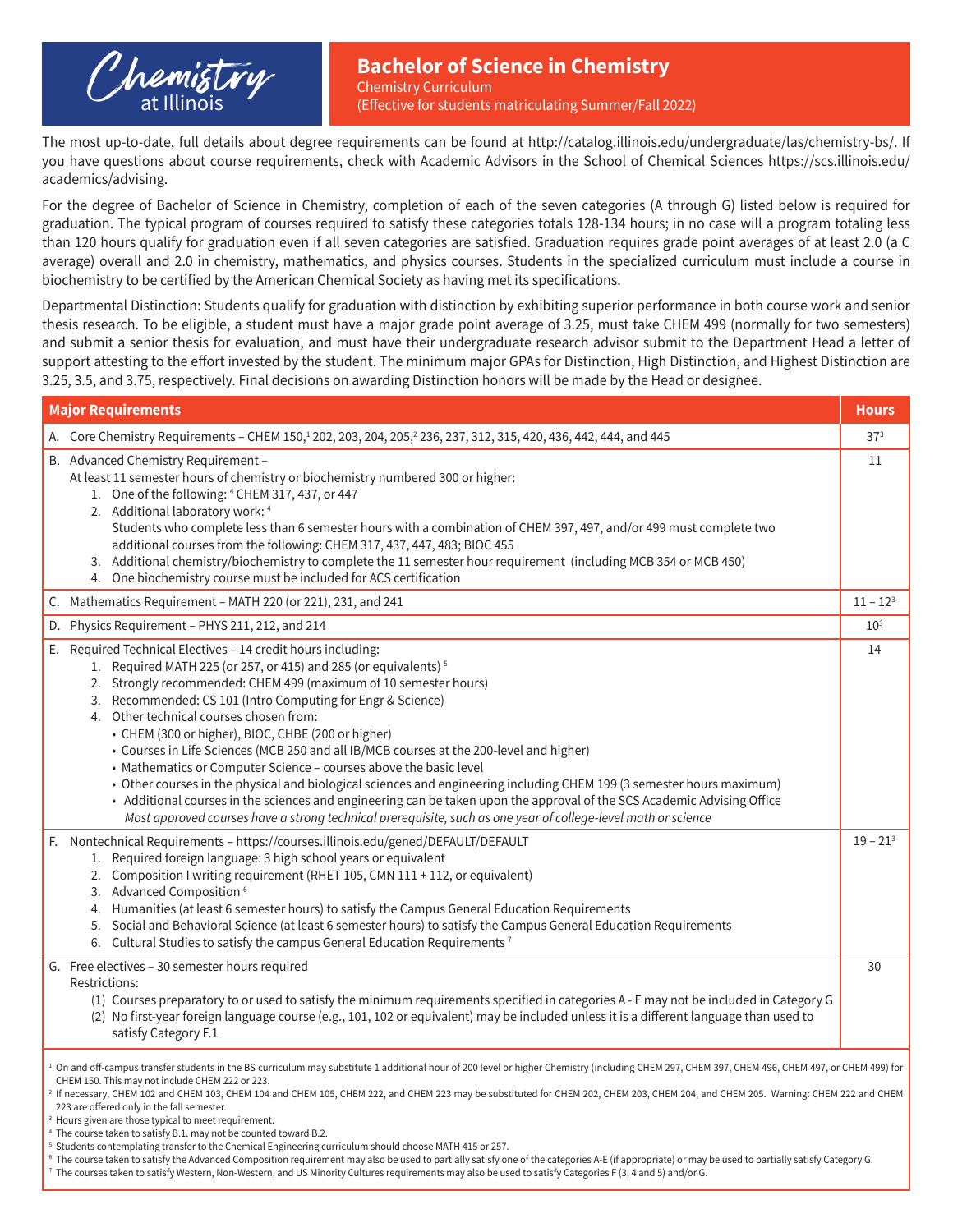Chemistry at Illinois

# Bachelor of Science in Chemistry

Chemistry Curriculum
(Effective for students matriculating Summer/Fall 2022)

The most up-to-date, full details about degree requirements can be found at http://catalog.illinois.edu/undergraduate/las/chemistry-bs/. If you have questions about course requirements, check with Academic Advisors in the School of Chemical Sciences https://scs.illinois.edu/academics/advising.

For the degree of Bachelor of Science in Chemistry, completion of each of the seven categories (A through G) listed below is required for graduation. The typical program of courses required to satisfy these categories totals 128-134 hours; in no case will a program totaling less than 120 hours qualify for graduation even if all seven categories are satisfied. Graduation requires grade point averages of at least 2.0 (a C average) overall and 2.0 in chemistry, mathematics, and physics courses. Students in the specialized curriculum must include a course in biochemistry to be certified by the American Chemical Society as having met its specifications.

Departmental Distinction: Students qualify for graduation with distinction by exhibiting superior performance in both course work and senior thesis research. To be eligible, a student must have a major grade point average of 3.25, must take CHEM 499 (normally for two semesters) and submit a senior thesis for evaluation, and must have their undergraduate research advisor submit to the Department Head a letter of support attesting to the effort invested by the student. The minimum major GPAs for Distinction, High Distinction, and Highest Distinction are 3.25, 3.5, and 3.75, respectively. Final decisions on awarding Distinction honors will be made by the Head or designee.

| Major Requirements | Hours |
|---|---|
| A. Core Chemistry Requirements – CHEM 150,[1] 202, 203, 204, 205,[2] 236, 237, 312, 315, 420, 436, 442, 444, and 445 | 37[3] |
| B. Advanced Chemistry Requirement – At least 11 semester hours of chemistry or biochemistry numbered 300 or higher:<br>1. One of the following: [4] CHEM 317, 437, or 447<br>2. Additional laboratory work: [4] Students who complete less than 6 semester hours with a combination of CHEM 397, 497, and/or 499 must complete two additional courses from the following: CHEM 317, 437, 447, 483; BIOC 455<br>3. Additional chemistry/biochemistry to complete the 11 semester hour requirement (including MCB 354 or MCB 450)<br>4. One biochemistry course must be included for ACS certification | 11 |
| C. Mathematics Requirement – MATH 220 (or 221), 231, and 241 | 11 – 12[3] |
| D. Physics Requirement – PHYS 211, 212, and 214 | 10[3] |
| E. Required Technical Electives – 14 credit hours including:<br>1. Required MATH 225 (or 257, or 415) and 285 (or equivalents) [5]<br>2. Strongly recommended: CHEM 499 (maximum of 10 semester hours)<br>3. Recommended: CS 101 (Intro Computing for Engr & Science)<br>4. Other technical courses chosen from:<br>• CHEM (300 or higher), BIOC, CHBE (200 or higher)<br>• Courses in Life Sciences (MCB 250 and all IB/MCB courses at the 200-level and higher)<br>• Mathematics or Computer Science – courses above the basic level<br>• Other courses in the physical and biological sciences and engineering including CHEM 199 (3 semester hours maximum)<br>• Additional courses in the sciences and engineering can be taken upon the approval of the SCS Academic Advising Office<br>*Most approved courses have a strong technical prerequisite, such as one year of college-level math or science* | 14 |
| F. Nontechnical Requirements – https://courses.illinois.edu/gened/DEFAULT/DEFAULT<br>1. Required foreign language: 3 high school years or equivalent<br>2. Composition I writing requirement (RHET 105, CMN 111 + 112, or equivalent)<br>3. Advanced Composition [6]<br>4. Humanities (at least 6 semester hours) to satisfy the Campus General Education Requirements<br>5. Social and Behavioral Science (at least 6 semester hours) to satisfy the Campus General Education Requirements<br>6. Cultural Studies to satisfy the campus General Education Requirements [7] | 19 – 21[3] |
| G. Free electives – 30 semester hours required<br>Restrictions:<br>(1) Courses preparatory to or used to satisfy the minimum requirements specified in categories A - F may not be included in Category G<br>(2) No first-year foreign language course (e.g., 101, 102 or equivalent) may be included unless it is a different language than used to satisfy Category F.1 | 30 |

[1] On and off-campus transfer students in the BS curriculum may substitute 1 additional hour of 200 level or higher Chemistry (including CHEM 297, CHEM 397, CHEM 496, CHEM 497, or CHEM 499) for CHEM 150. This may not include CHEM 222 or 223.

[2] If necessary, CHEM 102 and CHEM 103, CHEM 104 and CHEM 105, CHEM 222, and CHEM 223 may be substituted for CHEM 202, CHEM 203, CHEM 204, and CHEM 205. Warning: CHEM 222 and CHEM 223 are offered only in the fall semester.

[3] Hours given are those typical to meet requirement.

[4] The course taken to satisfy B.1. may not be counted toward B.2.

[5] Students contemplating transfer to the Chemical Engineering curriculum should choose MATH 415 or 257.

[6] The course taken to satisfy the Advanced Composition requirement may also be used to partially satisfy one of the categories A-E (if appropriate) or may be used to partially satisfy Category G.

[7] The courses taken to satisfy Western, Non-Western, and US Minority Cultures requirements may also be used to satisfy Categories F (3, 4 and 5) and/or G.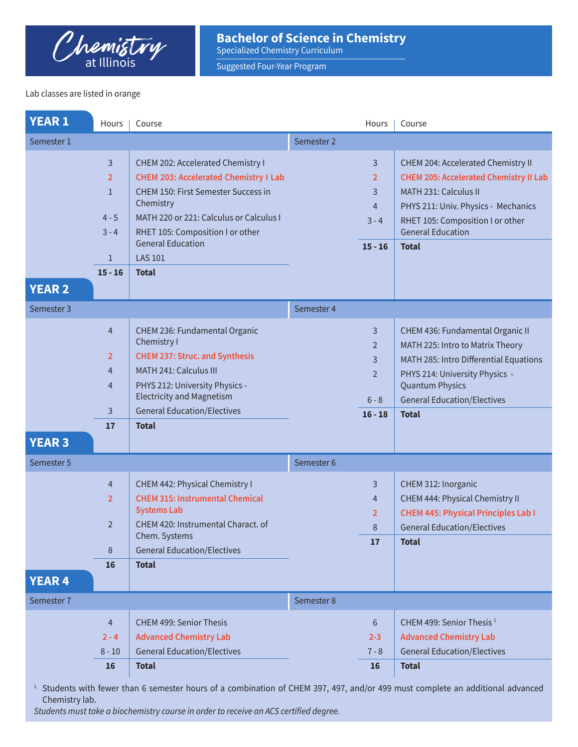# Chemistry at Illinois

## Bachelor of Science in Chemistry

Specialized Chemistry Curriculum

Suggested Four-Year Program

Lab classes are listed in orange

## YEAR 1

| Semester 1 Hours | Semester 1 Course | Semester 2 Hours | Semester 2 Course |
|---|---|---|---|
| 3 | CHEM 202: Accelerated Chemistry I | 3 | CHEM 204: Accelerated Chemistry II |
| 2 | CHEM 203: Accelerated Chemistry I Lab | 2 | CHEM 205: Accelerated Chemistry II Lab |
| 1 | CHEM 150: First Semester Success in Chemistry | 3 | MATH 231: Calculus II |
| 4 - 5 | MATH 220 or 221: Calculus or Calculus I | 4 | PHYS 211: Univ. Physics - Mechanics |
| 3 - 4 | RHET 105: Composition I or other General Education | 3 - 4 | RHET 105: Composition I or other General Education |
| 1 | LAS 101 | | |
| **15 - 16** | **Total** | **15 - 16** | **Total** |

## YEAR 2

| Semester 3 Hours | Semester 3 Course | Semester 4 Hours | Semester 4 Course |
|---|---|---|---|
| 4 | CHEM 236: Fundamental Organic Chemistry I | 3 | CHEM 436: Fundamental Organic II |
| 2 | CHEM 237: Struc. and Synthesis | 2 | MATH 225: Intro to Matrix Theory |
| 4 | MATH 241: Calculus III | 3 | MATH 285: Intro Differential Equations |
| 4 | PHYS 212: University Physics - Electricity and Magnetism | 2 | PHYS 214: University Physics - Quantum Physics |
| 3 | General Education/Electives | 6 - 8 | General Education/Electives |
| **17** | **Total** | **16 - 18** | **Total** |

## YEAR 3

| Semester 5 Hours | Semester 5 Course | Semester 6 Hours | Semester 6 Course |
|---|---|---|---|
| 4 | CHEM 442: Physical Chemistry I | 3 | CHEM 312: Inorganic |
| 2 | CHEM 315: Instrumental Chemical Systems Lab | 4 | CHEM 444: Physical Chemistry II |
| 2 | CHEM 420: Instrumental Charact. of Chem. Systems | 2 | CHEM 445: Physical Principles Lab I |
| 8 | General Education/Electives | 8 | General Education/Electives |
| **16** | **Total** | **17** | **Total** |

## YEAR 4

| Semester 7 Hours | Semester 7 Course | Semester 8 Hours | Semester 8 Course |
|---|---|---|---|
| 4 | CHEM 499: Senior Thesis | 6 | CHEM 499: Senior Thesis [1] |
| 2 - 4 | Advanced Chemistry Lab | 2-3 | Advanced Chemistry Lab |
| 8 - 10 | General Education/Electives | 7 - 8 | General Education/Electives |
| **16** | **Total** | **16** | **Total** |

[1] Students with fewer than 6 semester hours of a combination of CHEM 397, 497, and/or 499 must complete an additional advanced Chemistry lab.

*Students must take a biochemistry course in order to receive an ACS certified degree.*